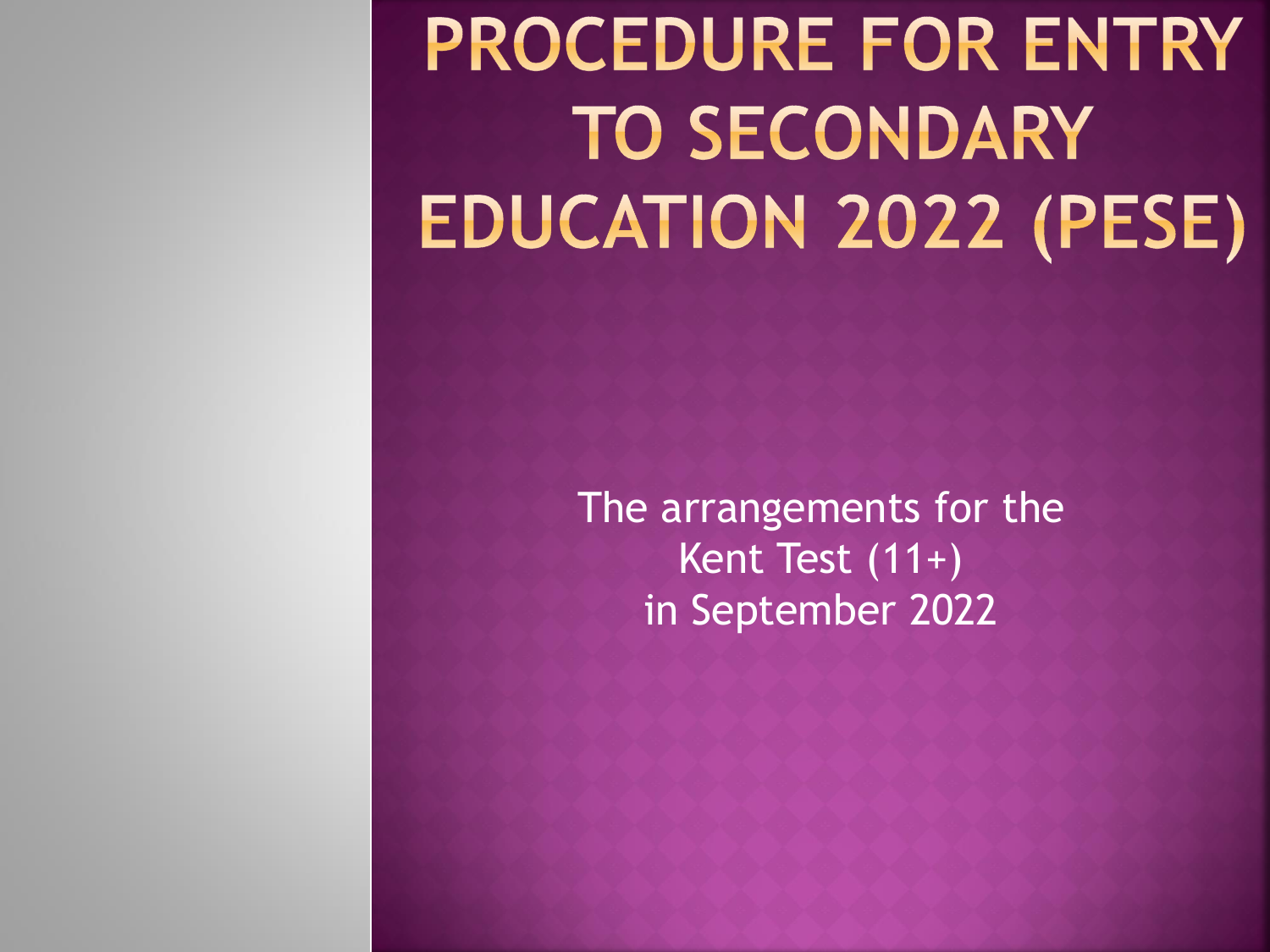# PROCEDURE FOR ENTRY TO SECONDARY EDUCATION 2022 (PESE)

The arrangements for the
Kent Test (11+)
in September 2022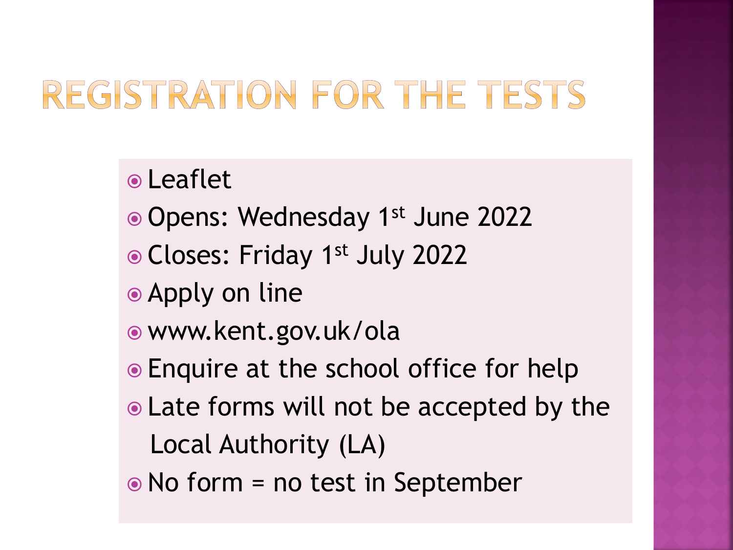# REGISTRATION FOR THE TESTS

- Leaflet
- Opens: Wednesday 1st June 2022
- Closes: Friday 1st July 2022
- Apply on line
- www.kent.gov.uk/ola
- Enquire at the school office for help
- Late forms will not be accepted by the Local Authority (LA)
- No form = no test in September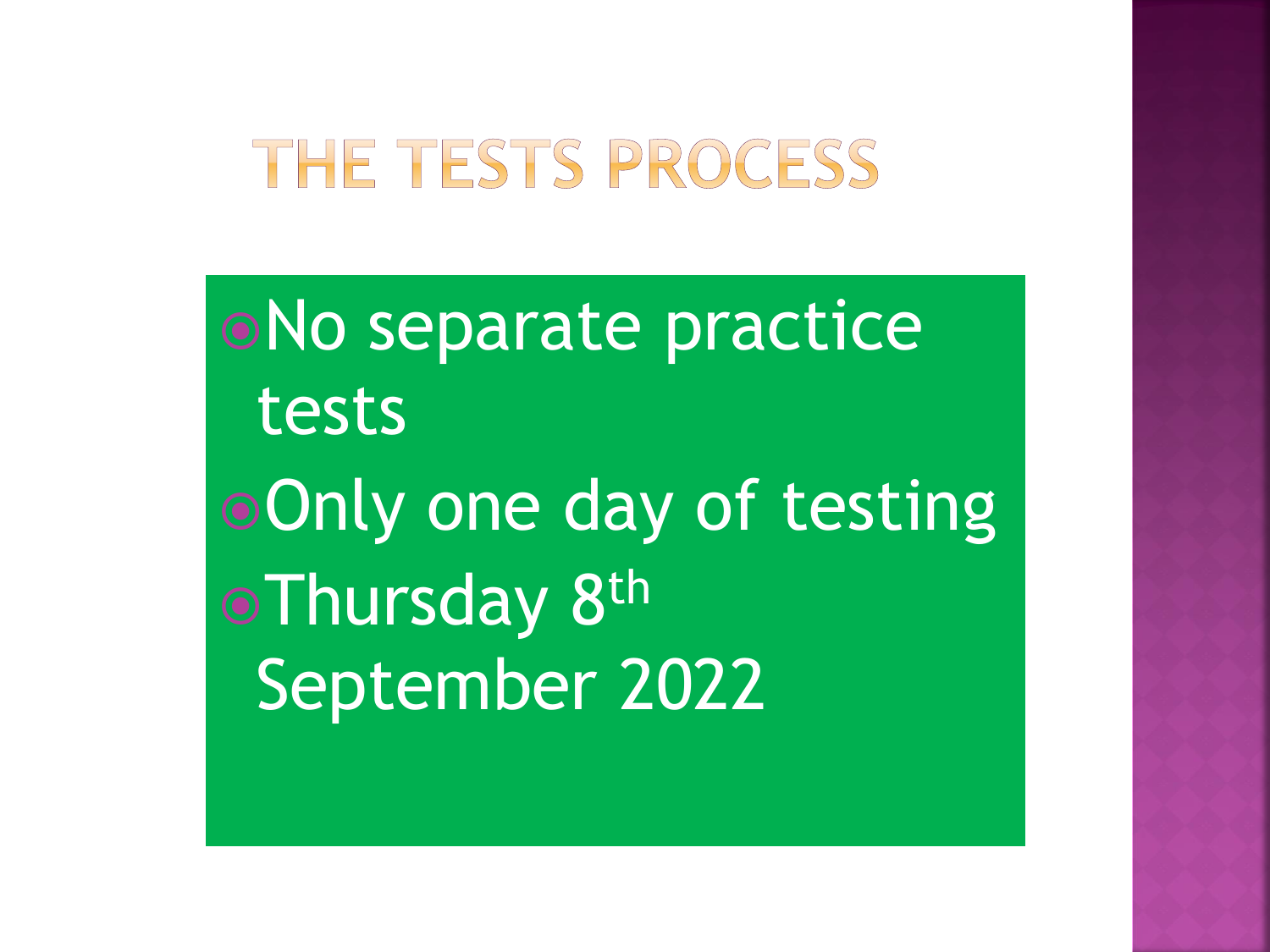# THE TESTS PROCESS

- No separate practice tests
- Only one day of testing
- Thursday 8th September 2022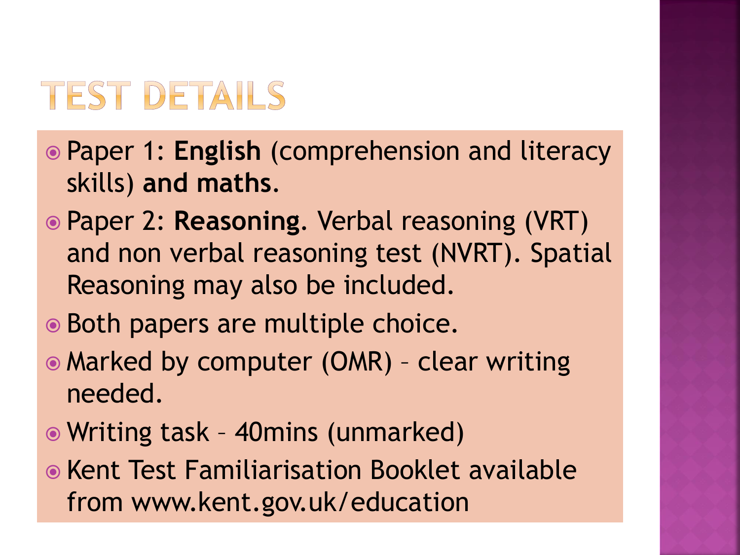# TEST DETAILS

- Paper 1: **English** (comprehension and literacy skills) **and maths.**
- Paper 2: **Reasoning**. Verbal reasoning (VRT) and non verbal reasoning test (NVRT). Spatial Reasoning may also be included.
- Both papers are multiple choice.
- Marked by computer (OMR) – clear writing needed.
- Writing task – 40mins (unmarked)
- Kent Test Familiarisation Booklet available from www.kent.gov.uk/education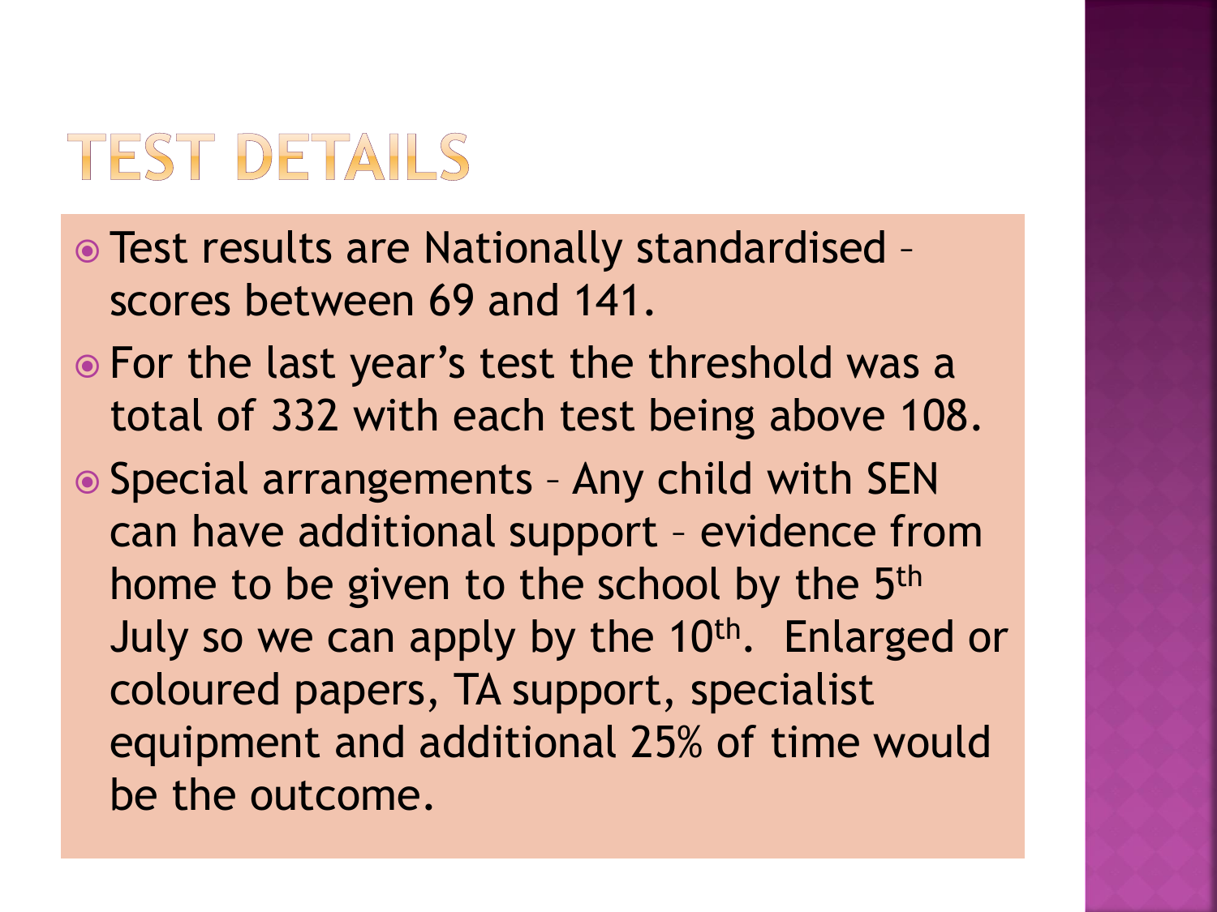# TEST DETAILS

- Test results are Nationally standardised – scores between 69 and 141.
- For the last year's test the threshold was a total of 332 with each test being above 108.
- Special arrangements – Any child with SEN can have additional support – evidence from home to be given to the school by the 5th July so we can apply by the 10th. Enlarged or coloured papers, TA support, specialist equipment and additional 25% of time would be the outcome.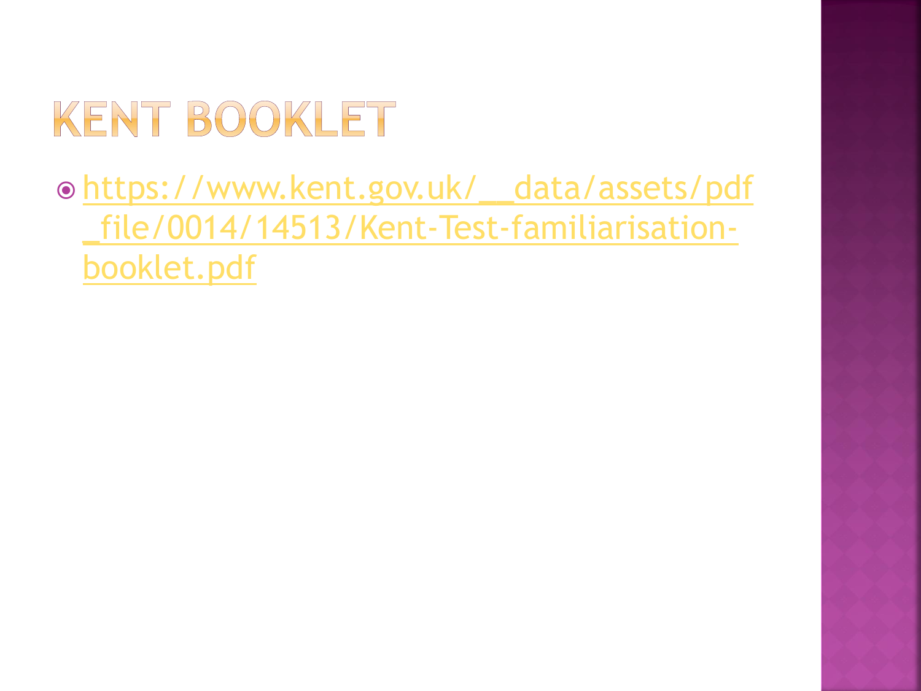# KENT BOOKLET

- https://www.kent.gov.uk/__data/assets/pdf_file/0014/14513/Kent-Test-familiarisation-booklet.pdf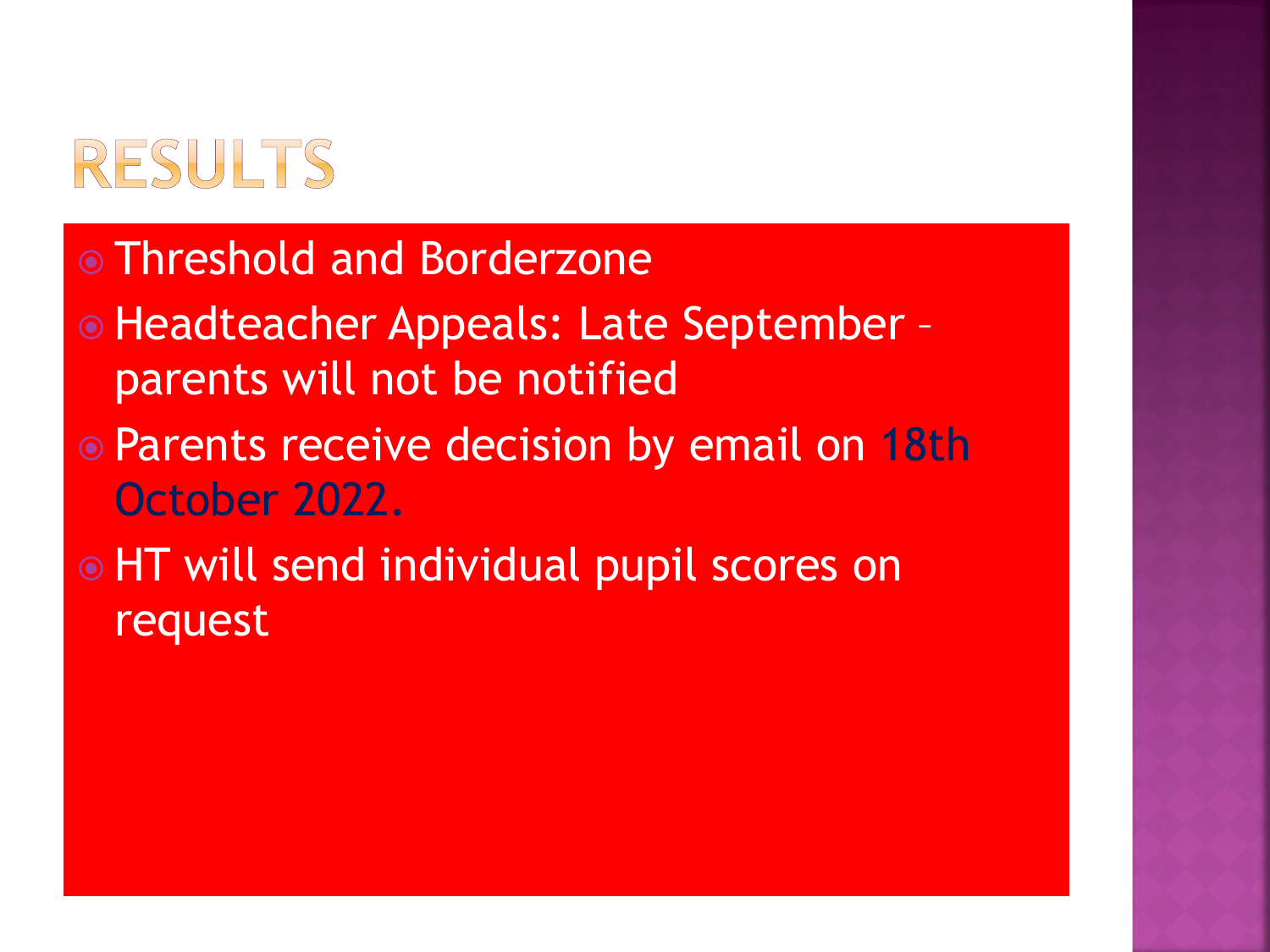# RESULTS

- Threshold and Borderzone
- Headteacher Appeals: Late September – parents will not be notified
- Parents receive decision by email on 18th October 2022.
- HT will send individual pupil scores on request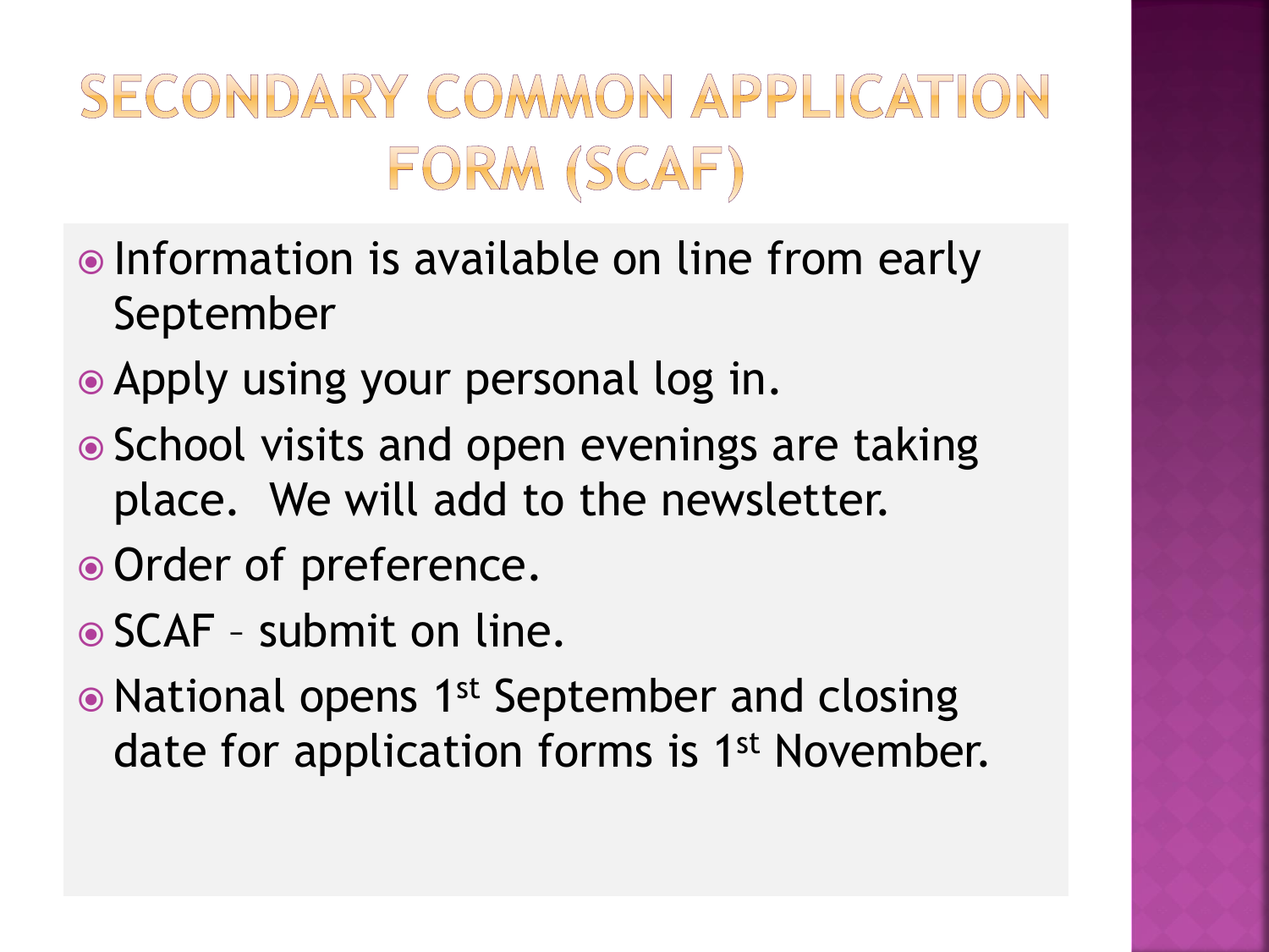# SECONDARY COMMON APPLICATION FORM (SCAF)

- Information is available on line from early September
- Apply using your personal log in.
- School visits and open evenings are taking place. We will add to the newsletter.
- Order of preference.
- SCAF – submit on line.
- National opens 1st September and closing date for application forms is 1st November.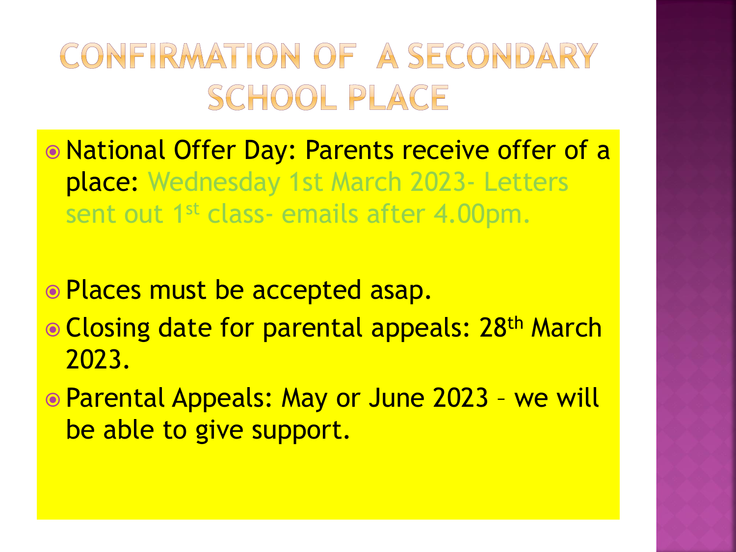# CONFIRMATION OF A SECONDARY SCHOOL PLACE

- National Offer Day: Parents receive offer of a place: Wednesday 1st March 2023- Letters sent out 1st class- emails after 4.00pm.

- Places must be accepted asap.
- Closing date for parental appeals: 28th March 2023.
- Parental Appeals: May or June 2023 – we will be able to give support.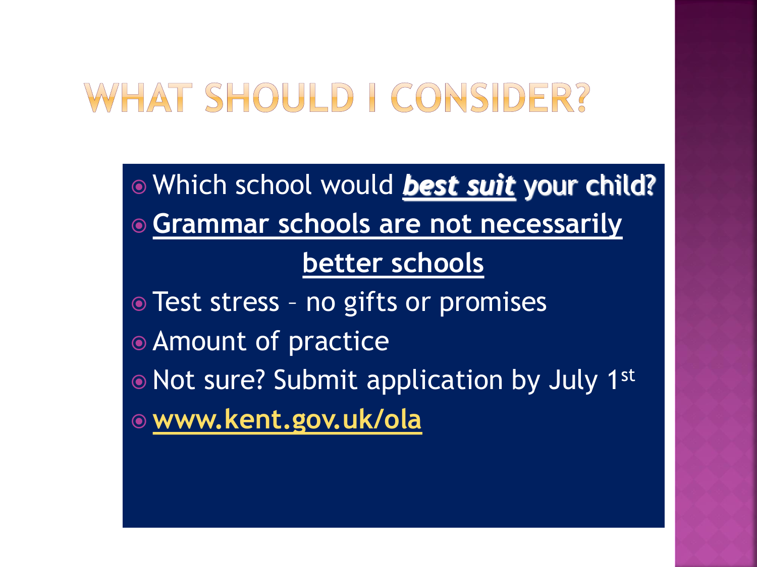# WHAT SHOULD I CONSIDER?

- Which school would ***best suit*** your child?
- **Grammar schools are not necessarily better schools**
- Test stress – no gifts or promises
- Amount of practice
- Not sure? Submit application by July 1st
- **www.kent.gov.uk/ola**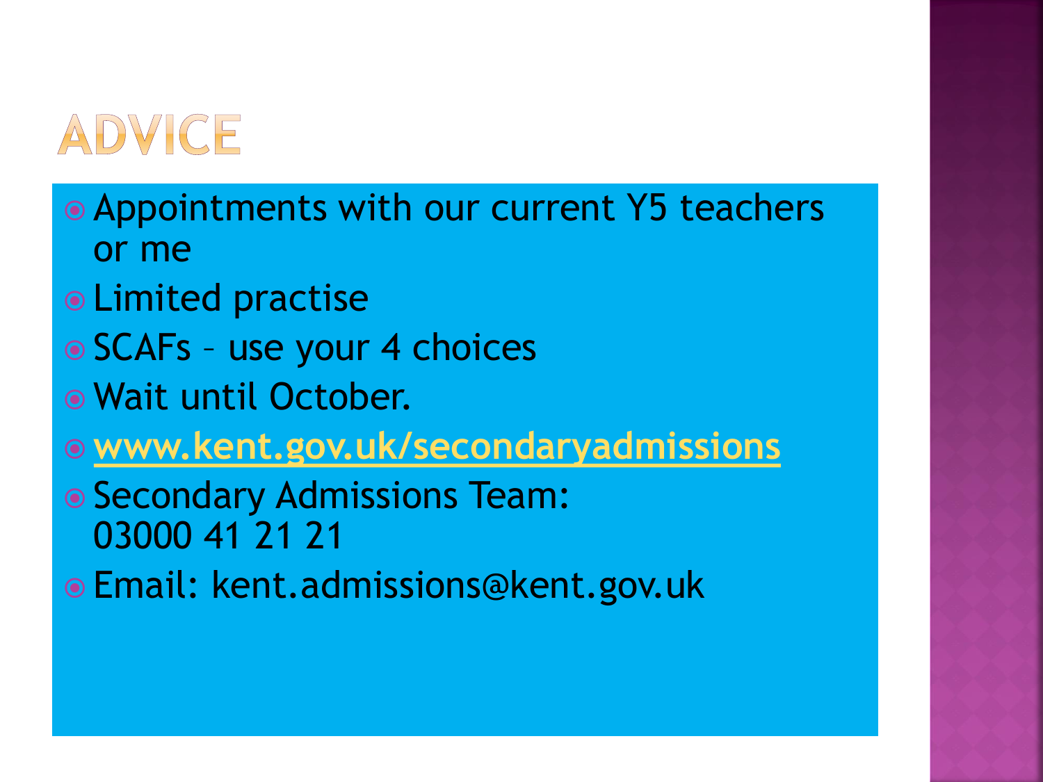# ADVICE

- Appointments with our current Y5 teachers or me
- Limited practise
- SCAFs – use your 4 choices
- Wait until October.
- [www.kent.gov.uk/secondaryadmissions](http://www.kent.gov.uk/secondaryadmissions)
- Secondary Admissions Team: 03000 41 21 21
- Email: kent.admissions@kent.gov.uk